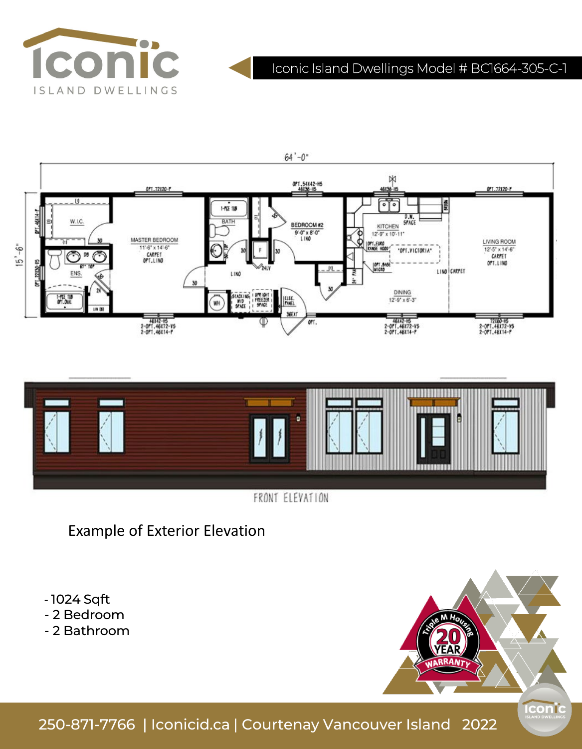# Iconic Island Dwellings Model # BC1664-305-C-1

Example of Exterior Elevation

- 1024 Sqft
- 2 Bedroom
- 2 Bathroom

250-871-7766 | Iconicid.ca | Courtenay Vancouver Island 2022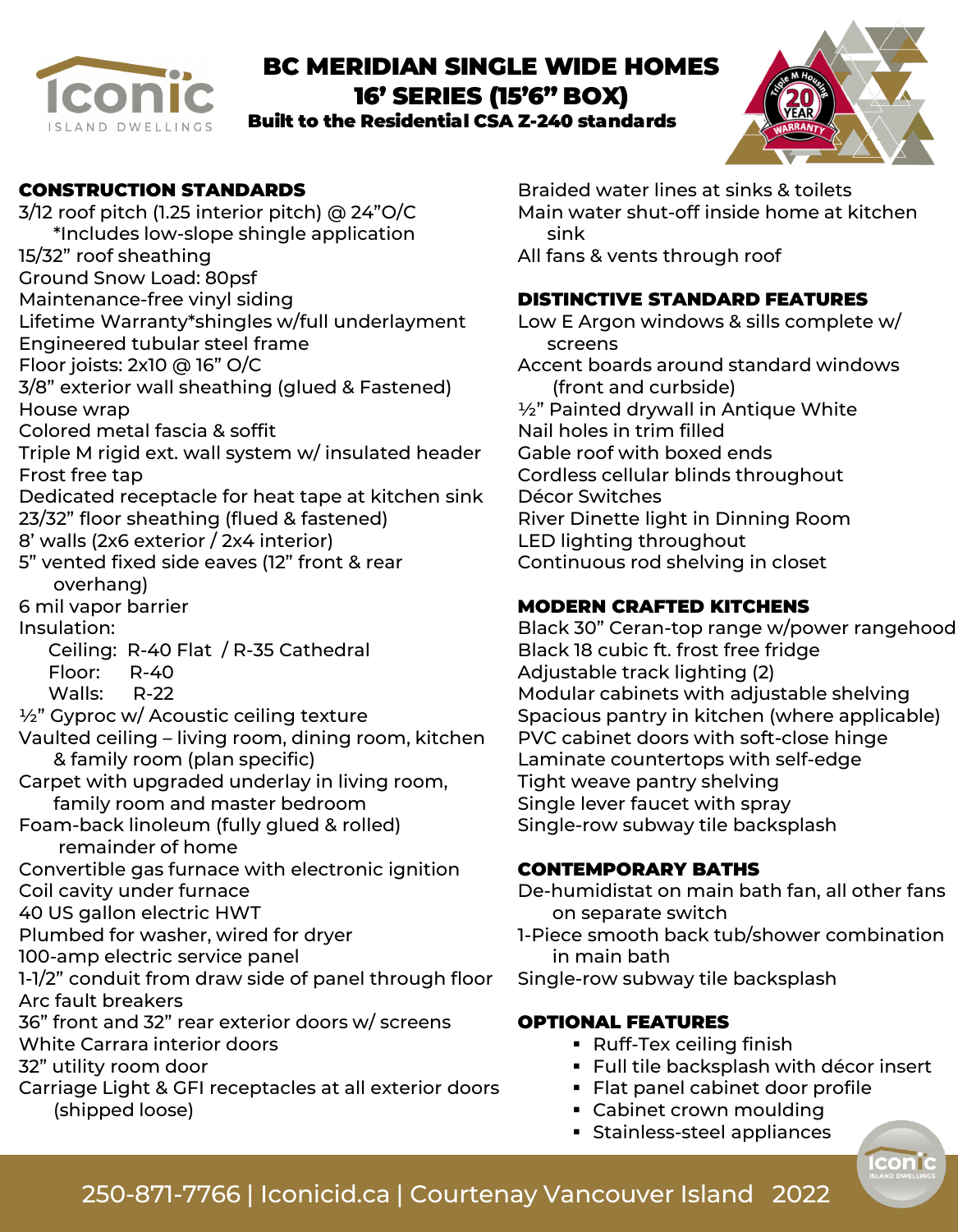# BC MERIDIAN SINGLE WIDE HOMES
# 16' SERIES (15'6" BOX)

**Built to the Residential CSA Z-240 standards**

## CONSTRUCTION STANDARDS

3/12 roof pitch (1.25 interior pitch) @ 24"O/C
 *Includes low-slope shingle application
15/32" roof sheathing
Ground Snow Load: 80psf
Maintenance-free vinyl siding
Lifetime Warranty*shingles w/full underlayment
Engineered tubular steel frame
Floor joists: 2x10 @ 16" O/C
3/8" exterior wall sheathing (glued & Fastened)
House wrap
Colored metal fascia & soffit
Triple M rigid ext. wall system w/ insulated header
Frost free tap
Dedicated receptacle for heat tape at kitchen sink
23/32" floor sheathing (flued & fastened)
8' walls (2x6 exterior / 2x4 interior)
5" vented fixed side eaves (12" front & rear overhang)
6 mil vapor barrier
Insulation:
 Ceiling: R-40 Flat / R-35 Cathedral
 Floor: R-40
 Walls: R-22
½" Gyproc w/ Acoustic ceiling texture
Vaulted ceiling – living room, dining room, kitchen & family room (plan specific)
Carpet with upgraded underlay in living room, family room and master bedroom
Foam-back linoleum (fully glued & rolled) remainder of home
Convertible gas furnace with electronic ignition
Coil cavity under furnace
40 US gallon electric HWT
Plumbed for washer, wired for dryer
100-amp electric service panel
1-1/2" conduit from draw side of panel through floor
Arc fault breakers
36" front and 32" rear exterior doors w/ screens
White Carrara interior doors
32" utility room door
Carriage Light & GFI receptacles at all exterior doors (shipped loose)
Braided water lines at sinks & toilets
Main water shut-off inside home at kitchen sink
All fans & vents through roof

## DISTINCTIVE STANDARD FEATURES

Low E Argon windows & sills complete w/ screens
Accent boards around standard windows (front and curbside)
½" Painted drywall in Antique White
Nail holes in trim filled
Gable roof with boxed ends
Cordless cellular blinds throughout
Décor Switches
River Dinette light in Dinning Room
LED lighting throughout
Continuous rod shelving in closet

## MODERN CRAFTED KITCHENS

Black 30" Ceran-top range w/power rangehood
Black 18 cubic ft. frost free fridge
Adjustable track lighting (2)
Modular cabinets with adjustable shelving
Spacious pantry in kitchen (where applicable)
PVC cabinet doors with soft-close hinge
Laminate countertops with self-edge
Tight weave pantry shelving
Single lever faucet with spray
Single-row subway tile backsplash

## CONTEMPORARY BATHS

De-humidistat on main bath fan, all other fans on separate switch
1-Piece smooth back tub/shower combination in main bath
Single-row subway tile backsplash

## OPTIONAL FEATURES

- Ruff-Tex ceiling finish
- Full tile backsplash with décor insert
- Flat panel cabinet door profile
- Cabinet crown moulding
- Stainless-steel appliances

250-871-7766 | Iconicid.ca | Courtenay Vancouver Island 2022